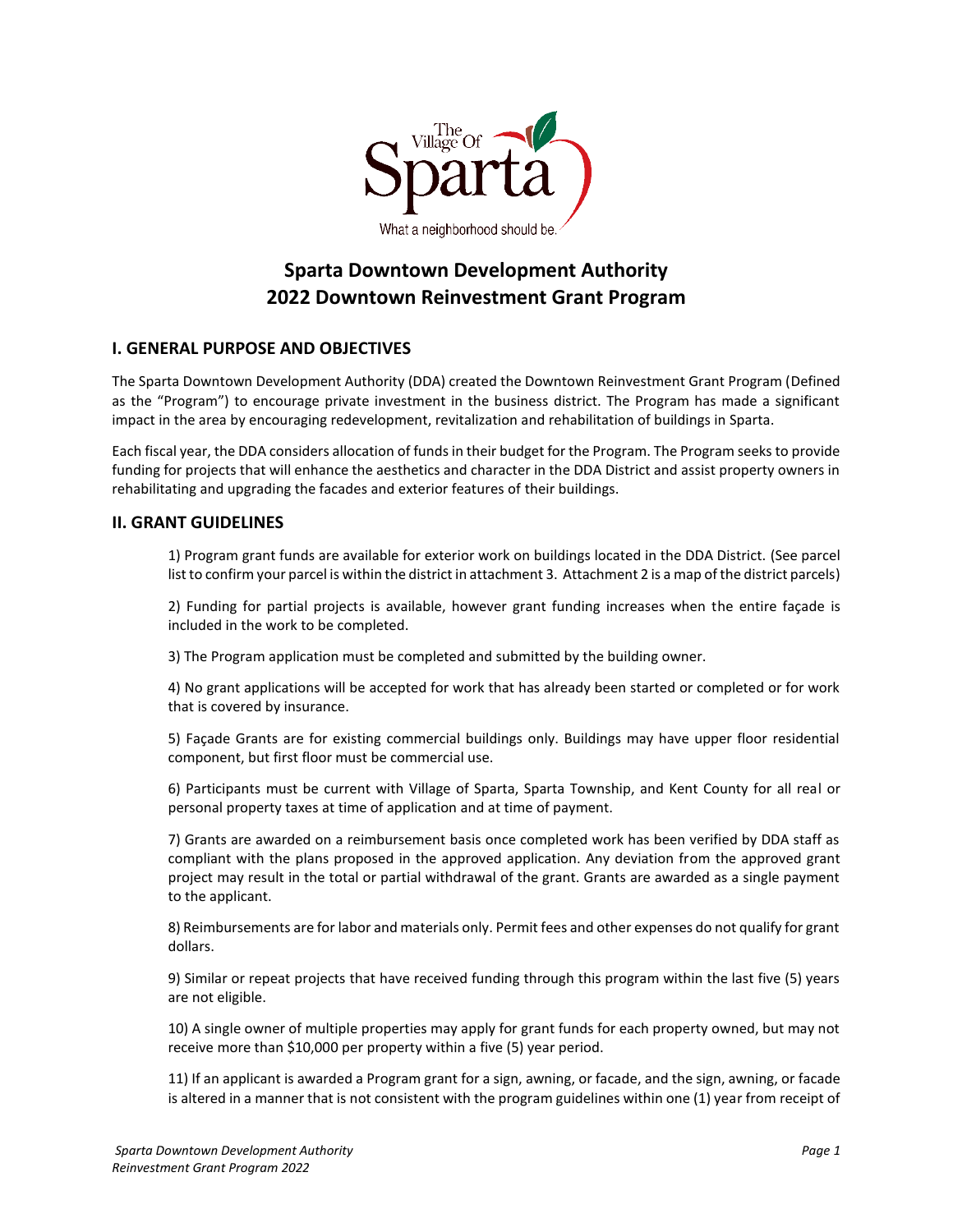# Sparta Downtown Development Authority
# 2022 Downtown Reinvestment Grant Program

## I. GENERAL PURPOSE AND OBJECTIVES

The Sparta Downtown Development Authority (DDA) created the Downtown Reinvestment Grant Program (Defined as the "Program") to encourage private investment in the business district. The Program has made a significant impact in the area by encouraging redevelopment, revitalization and rehabilitation of buildings in Sparta.

Each fiscal year, the DDA considers allocation of funds in their budget for the Program. The Program seeks to provide funding for projects that will enhance the aesthetics and character in the DDA District and assist property owners in rehabilitating and upgrading the facades and exterior features of their buildings.

## II. GRANT GUIDELINES

1) Program grant funds are available for exterior work on buildings located in the DDA District. (See parcel list to confirm your parcel is within the district in attachment 3. Attachment 2 is a map of the district parcels)

2) Funding for partial projects is available, however grant funding increases when the entire façade is included in the work to be completed.

3) The Program application must be completed and submitted by the building owner.

4) No grant applications will be accepted for work that has already been started or completed or for work that is covered by insurance.

5) Façade Grants are for existing commercial buildings only. Buildings may have upper floor residential component, but first floor must be commercial use.

6) Participants must be current with Village of Sparta, Sparta Township, and Kent County for all real or personal property taxes at time of application and at time of payment.

7) Grants are awarded on a reimbursement basis once completed work has been verified by DDA staff as compliant with the plans proposed in the approved application. Any deviation from the approved grant project may result in the total or partial withdrawal of the grant. Grants are awarded as a single payment to the applicant.

8) Reimbursements are for labor and materials only. Permit fees and other expenses do not qualify for grant dollars.

9) Similar or repeat projects that have received funding through this program within the last five (5) years are not eligible.

10) A single owner of multiple properties may apply for grant funds for each property owned, but may not receive more than $10,000 per property within a five (5) year period.

11) If an applicant is awarded a Program grant for a sign, awning, or facade, and the sign, awning, or facade is altered in a manner that is not consistent with the program guidelines within one (1) year from receipt of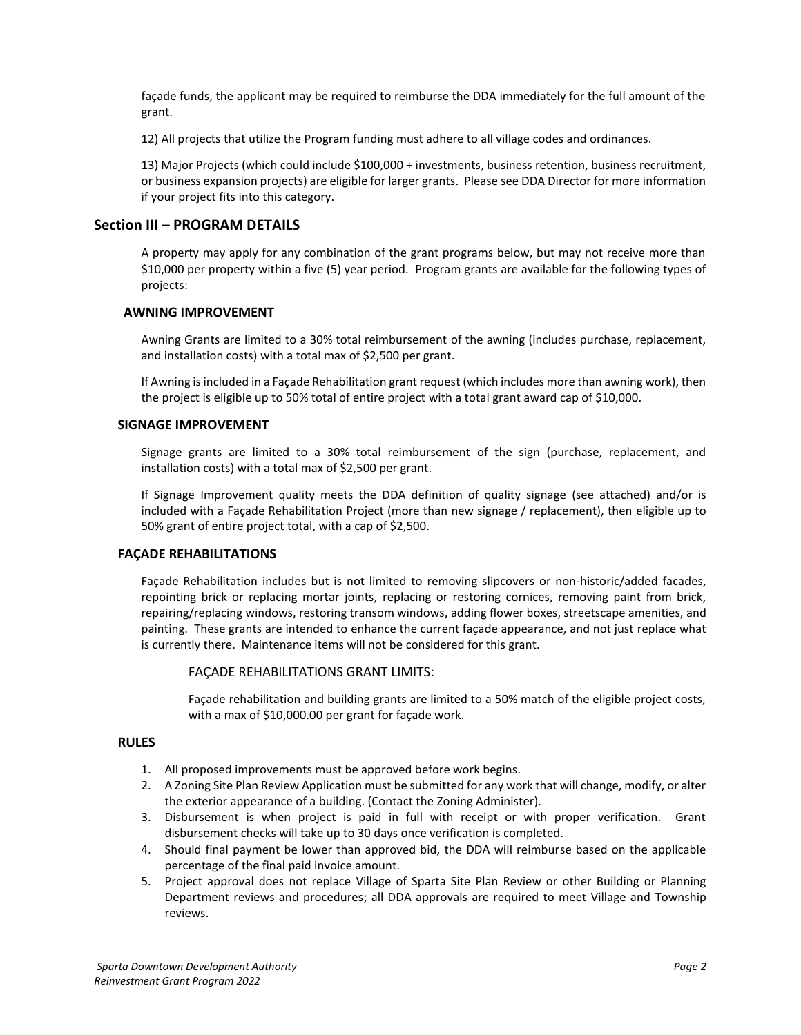façade funds, the applicant may be required to reimburse the DDA immediately for the full amount of the grant.

12) All projects that utilize the Program funding must adhere to all village codes and ordinances.

13) Major Projects (which could include $100,000 + investments, business retention, business recruitment, or business expansion projects) are eligible for larger grants. Please see DDA Director for more information if your project fits into this category.

## Section III – PROGRAM DETAILS

A property may apply for any combination of the grant programs below, but may not receive more than $10,000 per property within a five (5) year period. Program grants are available for the following types of projects:

### AWNING IMPROVEMENT

Awning Grants are limited to a 30% total reimbursement of the awning (includes purchase, replacement, and installation costs) with a total max of $2,500 per grant.

If Awning is included in a Façade Rehabilitation grant request (which includes more than awning work), then the project is eligible up to 50% total of entire project with a total grant award cap of $10,000.

### SIGNAGE IMPROVEMENT

Signage grants are limited to a 30% total reimbursement of the sign (purchase, replacement, and installation costs) with a total max of $2,500 per grant.

If Signage Improvement quality meets the DDA definition of quality signage (see attached) and/or is included with a Façade Rehabilitation Project (more than new signage / replacement), then eligible up to 50% grant of entire project total, with a cap of $2,500.

### FAÇADE REHABILITATIONS

Façade Rehabilitation includes but is not limited to removing slipcovers or non-historic/added facades, repointing brick or replacing mortar joints, replacing or restoring cornices, removing paint from brick, repairing/replacing windows, restoring transom windows, adding flower boxes, streetscape amenities, and painting. These grants are intended to enhance the current façade appearance, and not just replace what is currently there. Maintenance items will not be considered for this grant.

FAÇADE REHABILITATIONS GRANT LIMITS:

Façade rehabilitation and building grants are limited to a 50% match of the eligible project costs, with a max of $10,000.00 per grant for façade work.

### RULES

1. All proposed improvements must be approved before work begins.
2. A Zoning Site Plan Review Application must be submitted for any work that will change, modify, or alter the exterior appearance of a building. (Contact the Zoning Administer).
3. Disbursement is when project is paid in full with receipt or with proper verification. Grant disbursement checks will take up to 30 days once verification is completed.
4. Should final payment be lower than approved bid, the DDA will reimburse based on the applicable percentage of the final paid invoice amount.
5. Project approval does not replace Village of Sparta Site Plan Review or other Building or Planning Department reviews and procedures; all DDA approvals are required to meet Village and Township reviews.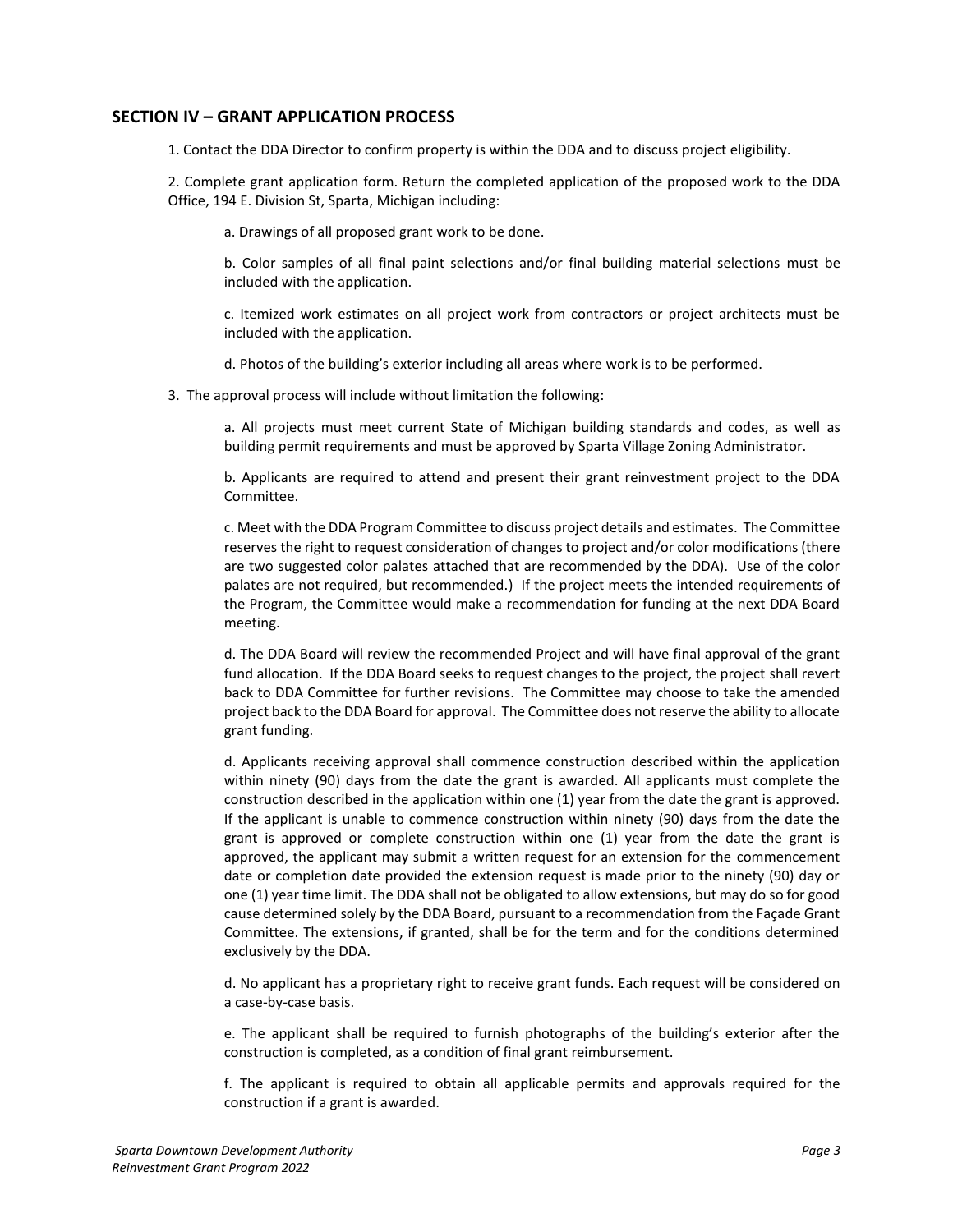## SECTION IV – GRANT APPLICATION PROCESS

1. Contact the DDA Director to confirm property is within the DDA and to discuss project eligibility.

2. Complete grant application form. Return the completed application of the proposed work to the DDA Office, 194 E. Division St, Sparta, Michigan including:

   a. Drawings of all proposed grant work to be done.

   b. Color samples of all final paint selections and/or final building material selections must be included with the application.

   c. Itemized work estimates on all project work from contractors or project architects must be included with the application.

   d. Photos of the building's exterior including all areas where work is to be performed.

3. The approval process will include without limitation the following:

   a. All projects must meet current State of Michigan building standards and codes, as well as building permit requirements and must be approved by Sparta Village Zoning Administrator.

   b. Applicants are required to attend and present their grant reinvestment project to the DDA Committee.

   c. Meet with the DDA Program Committee to discuss project details and estimates. The Committee reserves the right to request consideration of changes to project and/or color modifications (there are two suggested color palates attached that are recommended by the DDA). Use of the color palates are not required, but recommended.) If the project meets the intended requirements of the Program, the Committee would make a recommendation for funding at the next DDA Board meeting.

   d. The DDA Board will review the recommended Project and will have final approval of the grant fund allocation. If the DDA Board seeks to request changes to the project, the project shall revert back to DDA Committee for further revisions. The Committee may choose to take the amended project back to the DDA Board for approval. The Committee does not reserve the ability to allocate grant funding.

   d. Applicants receiving approval shall commence construction described within the application within ninety (90) days from the date the grant is awarded. All applicants must complete the construction described in the application within one (1) year from the date the grant is approved. If the applicant is unable to commence construction within ninety (90) days from the date the grant is approved or complete construction within one (1) year from the date the grant is approved, the applicant may submit a written request for an extension for the commencement date or completion date provided the extension request is made prior to the ninety (90) day or one (1) year time limit. The DDA shall not be obligated to allow extensions, but may do so for good cause determined solely by the DDA Board, pursuant to a recommendation from the Façade Grant Committee. The extensions, if granted, shall be for the term and for the conditions determined exclusively by the DDA.

   d. No applicant has a proprietary right to receive grant funds. Each request will be considered on a case-by-case basis.

   e. The applicant shall be required to furnish photographs of the building's exterior after the construction is completed, as a condition of final grant reimbursement.

   f. The applicant is required to obtain all applicable permits and approvals required for the construction if a grant is awarded.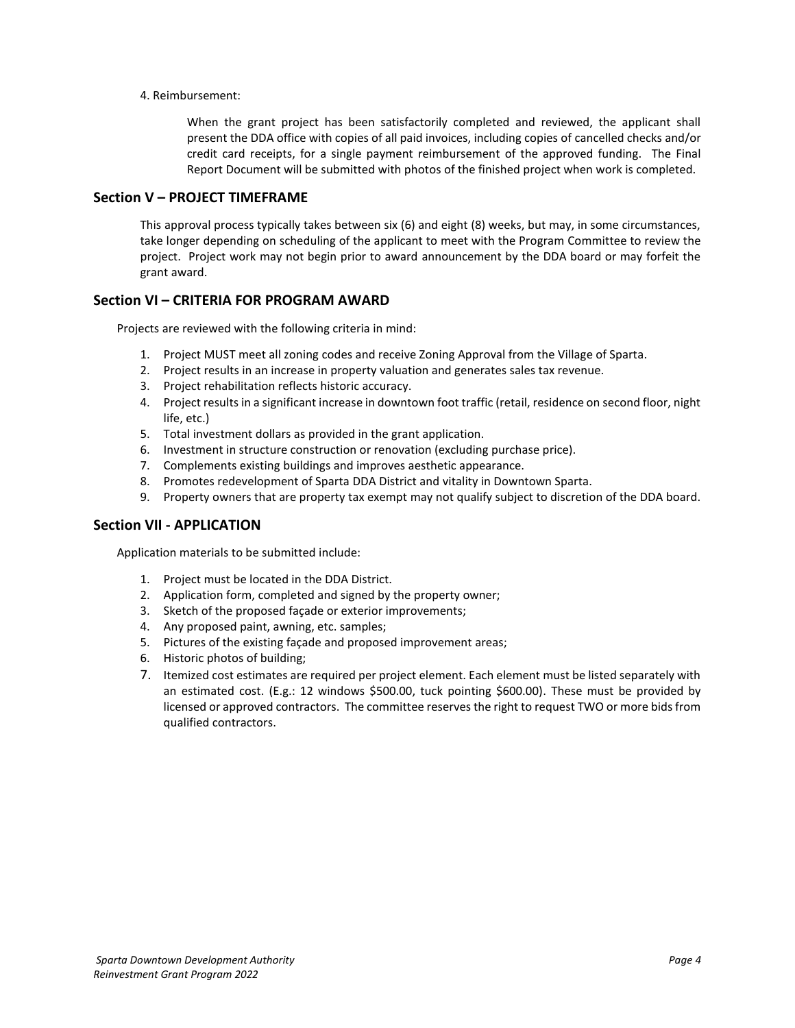4. Reimbursement:

When the grant project has been satisfactorily completed and reviewed, the applicant shall present the DDA office with copies of all paid invoices, including copies of cancelled checks and/or credit card receipts, for a single payment reimbursement of the approved funding. The Final Report Document will be submitted with photos of the finished project when work is completed.

## Section V – PROJECT TIMEFRAME

This approval process typically takes between six (6) and eight (8) weeks, but may, in some circumstances, take longer depending on scheduling of the applicant to meet with the Program Committee to review the project. Project work may not begin prior to award announcement by the DDA board or may forfeit the grant award.

## Section VI – CRITERIA FOR PROGRAM AWARD

Projects are reviewed with the following criteria in mind:

1. Project MUST meet all zoning codes and receive Zoning Approval from the Village of Sparta.
2. Project results in an increase in property valuation and generates sales tax revenue.
3. Project rehabilitation reflects historic accuracy.
4. Project results in a significant increase in downtown foot traffic (retail, residence on second floor, night life, etc.)
5. Total investment dollars as provided in the grant application.
6. Investment in structure construction or renovation (excluding purchase price).
7. Complements existing buildings and improves aesthetic appearance.
8. Promotes redevelopment of Sparta DDA District and vitality in Downtown Sparta.
9. Property owners that are property tax exempt may not qualify subject to discretion of the DDA board.

## Section VII - APPLICATION

Application materials to be submitted include:

1. Project must be located in the DDA District.
2. Application form, completed and signed by the property owner;
3. Sketch of the proposed façade or exterior improvements;
4. Any proposed paint, awning, etc. samples;
5. Pictures of the existing façade and proposed improvement areas;
6. Historic photos of building;
7. Itemized cost estimates are required per project element. Each element must be listed separately with an estimated cost. (E.g.: 12 windows $500.00, tuck pointing $600.00). These must be provided by licensed or approved contractors. The committee reserves the right to request TWO or more bids from qualified contractors.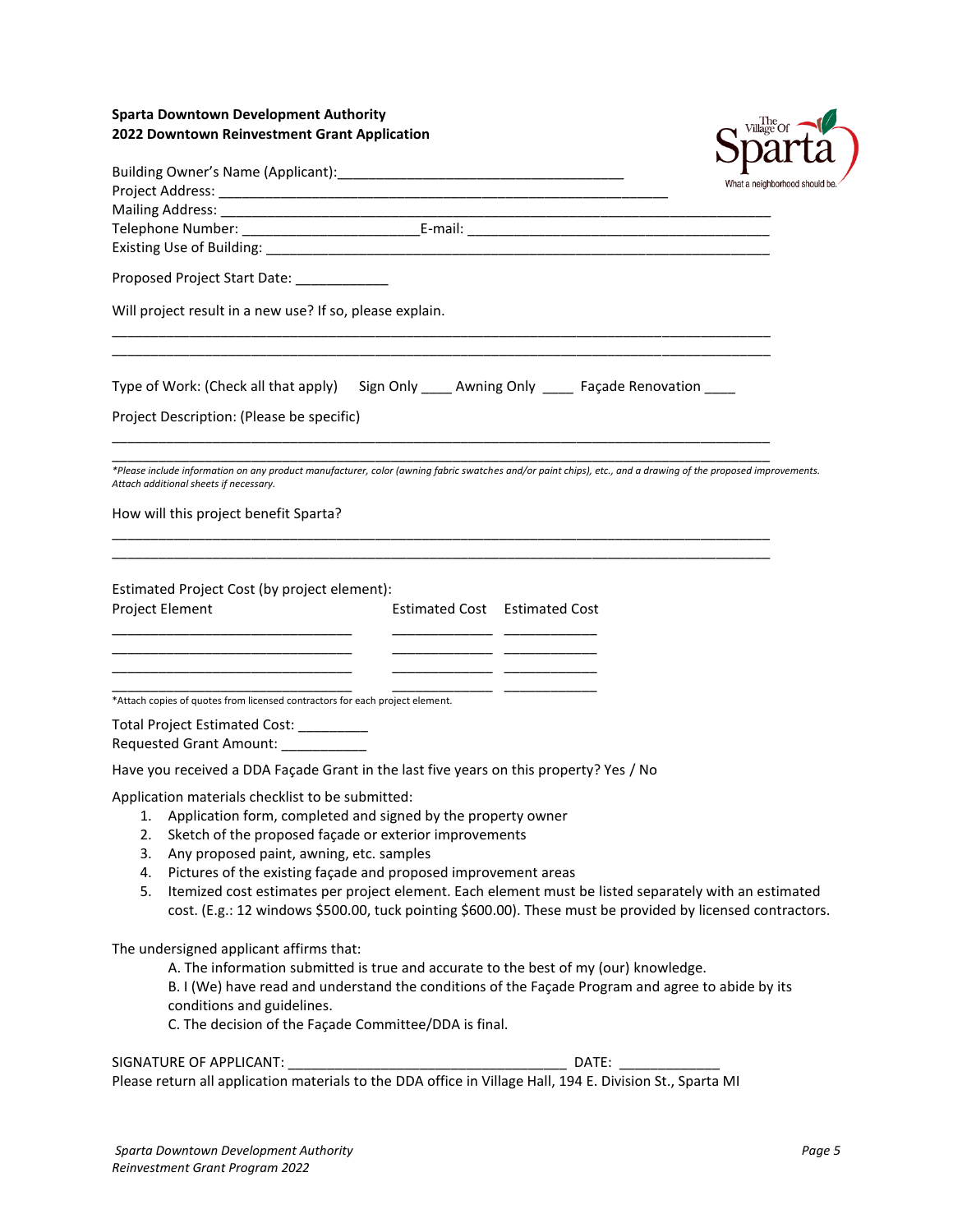**Sparta Downtown Development Authority**
**2022 Downtown Reinvestment Grant Application**

Building Owner's Name (Applicant):_____________________________________
Project Address: ___________________________________________________________
Mailing Address: ___________________________________________________________________________
Telephone Number: _______________________E-mail: ________________________________________
Existing Use of Building: ___________________________________________________________________

Proposed Project Start Date: ____________

Will project result in a new use? If so, please explain.

__________________________________________________________________________________________
__________________________________________________________________________________________

Type of Work: (Check all that apply) Sign Only ____ Awning Only ____ Façade Renovation ____

Project Description: (Please be specific)

__________________________________________________________________________________________
__________________________________________________________________________________________

*\*Please include information on any product manufacturer, color (awning fabric swatches and/or paint chips), etc., and a drawing of the proposed improvements. Attach additional sheets if necessary.*

How will this project benefit Sparta?

__________________________________________________________________________________________
__________________________________________________________________________________________

Estimated Project Cost (by project element):

| Project Element | Estimated Cost | Estimated Cost |
|---|---|---|
| ________________________________ | _____________ | ____________ |
| ________________________________ | _____________ | ____________ |
| ________________________________ | _____________ | ____________ |
| ________________________________ | _____________ | ____________ |

\*Attach copies of quotes from licensed contractors for each project element.

Total Project Estimated Cost: _________
Requested Grant Amount: ___________

Have you received a DDA Façade Grant in the last five years on this property? Yes / No

Application materials checklist to be submitted:

1. Application form, completed and signed by the property owner
2. Sketch of the proposed façade or exterior improvements
3. Any proposed paint, awning, etc. samples
4. Pictures of the existing façade and proposed improvement areas
5. Itemized cost estimates per project element. Each element must be listed separately with an estimated cost. (E.g.: 12 windows $500.00, tuck pointing $600.00). These must be provided by licensed contractors.

The undersigned applicant affirms that:

A. The information submitted is true and accurate to the best of my (our) knowledge.
B. I (We) have read and understand the conditions of the Façade Program and agree to abide by its conditions and guidelines.
C. The decision of the Façade Committee/DDA is final.

SIGNATURE OF APPLICANT: ____________________________________ DATE: _____________

Please return all application materials to the DDA office in Village Hall, 194 E. Division St., Sparta MI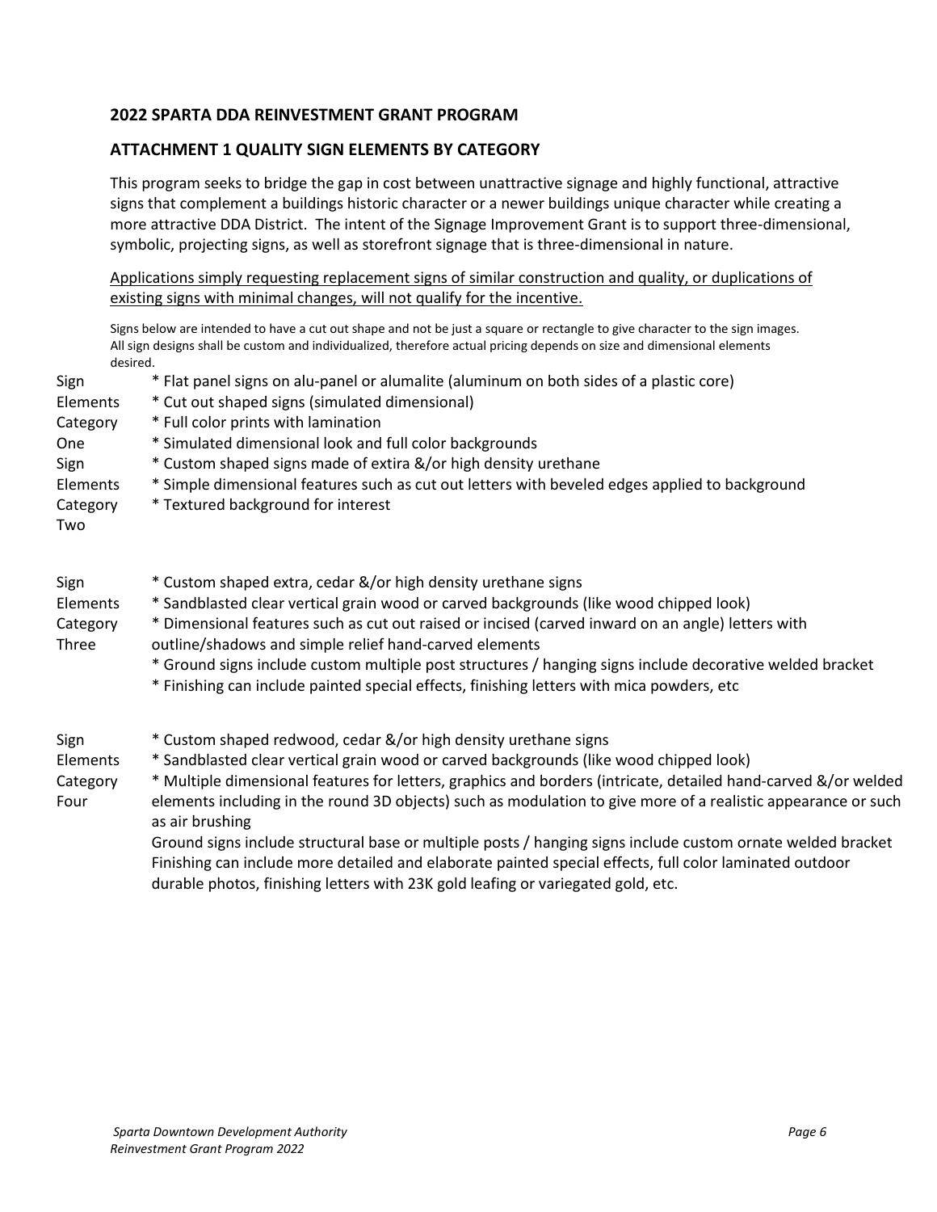## 2022 SPARTA DDA REINVESTMENT GRANT PROGRAM

## ATTACHMENT 1 QUALITY SIGN ELEMENTS BY CATEGORY

This program seeks to bridge the gap in cost between unattractive signage and highly functional, attractive signs that complement a buildings historic character or a newer buildings unique character while creating a more attractive DDA District. The intent of the Signage Improvement Grant is to support three-dimensional, symbolic, projecting signs, as well as storefront signage that is three-dimensional in nature.

<u>Applications simply requesting replacement signs of similar construction and quality, or duplications of existing signs with minimal changes, will not qualify for the incentive.</u>

Signs below are intended to have a cut out shape and not be just a square or rectangle to give character to the sign images. All sign designs shall be custom and individualized, therefore actual pricing depends on size and dimensional elements desired.

| | |
|---|---|
| Sign Elements Category One | * Flat panel signs on alu-panel or alumalite (aluminum on both sides of a plastic core)<br>* Cut out shaped signs (simulated dimensional)<br>* Full color prints with lamination<br>* Simulated dimensional look and full color backgrounds |
| Sign Elements Category Two | * Custom shaped signs made of extira &/or high density urethane<br>* Simple dimensional features such as cut out letters with beveled edges applied to background<br>* Textured background for interest |
| Sign Elements Category Three | * Custom shaped extra, cedar &/or high density urethane signs<br>* Sandblasted clear vertical grain wood or carved backgrounds (like wood chipped look)<br>* Dimensional features such as cut out raised or incised (carved inward on an angle) letters with outline/shadows and simple relief hand-carved elements<br>* Ground signs include custom multiple post structures / hanging signs include decorative welded bracket<br>* Finishing can include painted special effects, finishing letters with mica powders, etc |
| Sign Elements Category Four | * Custom shaped redwood, cedar &/or high density urethane signs<br>* Sandblasted clear vertical grain wood or carved backgrounds (like wood chipped look)<br>* Multiple dimensional features for letters, graphics and borders (intricate, detailed hand-carved &/or welded elements including in the round 3D objects) such as modulation to give more of a realistic appearance or such as air brushing<br>Ground signs include structural base or multiple posts / hanging signs include custom ornate welded bracket<br>Finishing can include more detailed and elaborate painted special effects, full color laminated outdoor durable photos, finishing letters with 23K gold leafing or variegated gold, etc. |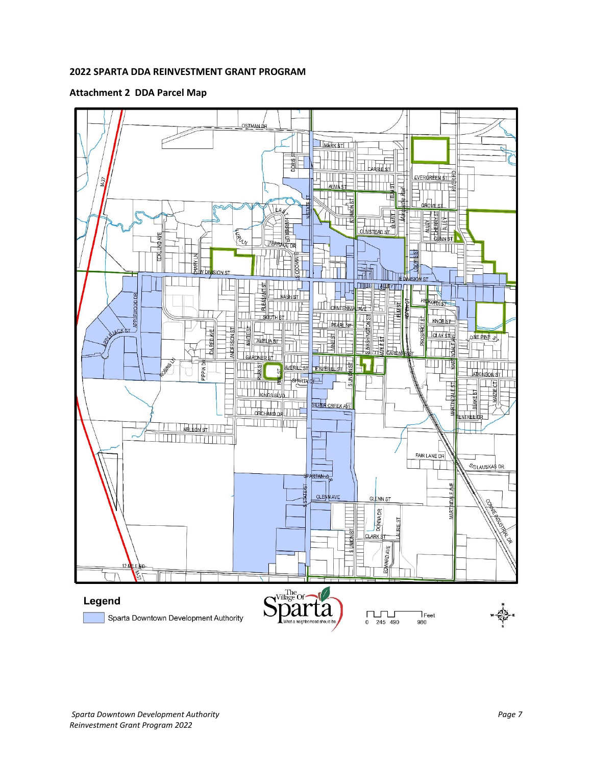**2022 SPARTA DDA REINVESTMENT GRANT PROGRAM**

**Attachment 2 DDA Parcel Map**

**Legend**

Sparta Downtown Development Authority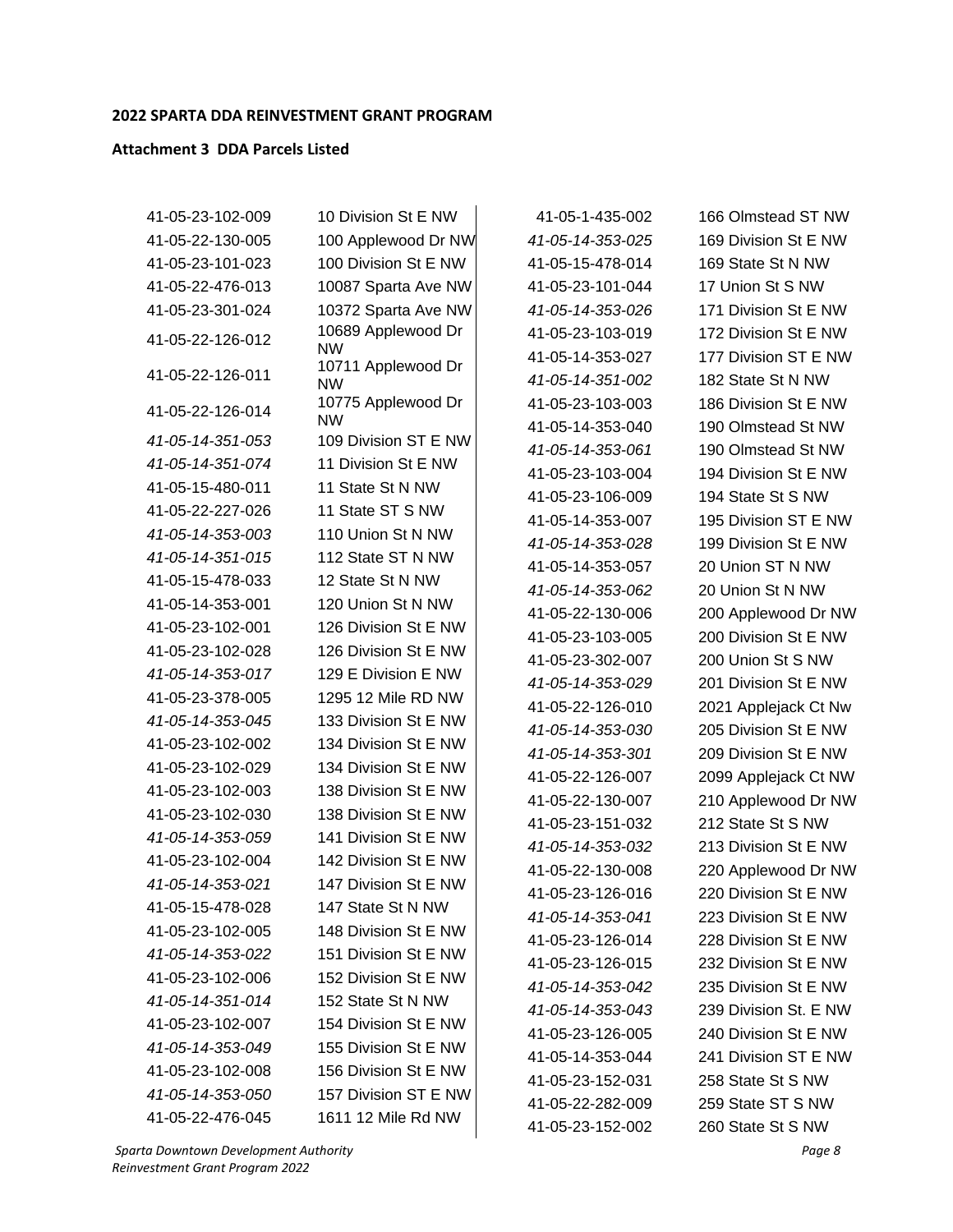**2022 SPARTA DDA REINVESTMENT GRANT PROGRAM**

**Attachment 3 DDA Parcels Listed**

| Parcel | Address |
|---|---|
| 41-05-23-102-009 | 10 Division St E NW |
| 41-05-22-130-005 | 100 Applewood Dr NW |
| 41-05-23-101-023 | 100 Division St E NW |
| 41-05-22-476-013 | 10087 Sparta Ave NW |
| 41-05-23-301-024 | 10372 Sparta Ave NW |
| 41-05-22-126-012 | 10689 Applewood Dr NW |
| 41-05-22-126-011 | 10711 Applewood Dr NW |
| 41-05-22-126-014 | 10775 Applewood Dr NW |
| *41-05-14-351-053* | 109 Division ST E NW |
| *41-05-14-351-074* | 11 Division St E NW |
| 41-05-15-480-011 | 11 State St N NW |
| 41-05-22-227-026 | 11 State ST S NW |
| *41-05-14-353-003* | 110 Union St N NW |
| *41-05-14-351-015* | 112 State ST N NW |
| 41-05-15-478-033 | 12 State St N NW |
| 41-05-14-353-001 | 120 Union St N NW |
| 41-05-23-102-001 | 126 Division St E NW |
| 41-05-23-102-028 | 126 Division St E NW |
| *41-05-14-353-017* | 129 E Division E NW |
| 41-05-23-378-005 | 1295 12 Mile RD NW |
| *41-05-14-353-045* | 133 Division St E NW |
| 41-05-23-102-002 | 134 Division St E NW |
| 41-05-23-102-029 | 134 Division St E NW |
| 41-05-23-102-003 | 138 Division St E NW |
| 41-05-23-102-030 | 138 Division St E NW |
| *41-05-14-353-059* | 141 Division St E NW |
| 41-05-23-102-004 | 142 Division St E NW |
| *41-05-14-353-021* | 147 Division St E NW |
| 41-05-15-478-028 | 147 State St N NW |
| 41-05-23-102-005 | 148 Division St E NW |
| *41-05-14-353-022* | 151 Division St E NW |
| 41-05-23-102-006 | 152 Division St E NW |
| *41-05-14-351-014* | 152 State St N NW |
| 41-05-23-102-007 | 154 Division St E NW |
| *41-05-14-353-049* | 155 Division St E NW |
| 41-05-23-102-008 | 156 Division St E NW |
| *41-05-14-353-050* | 157 Division ST E NW |
| 41-05-22-476-045 | 1611 12 Mile Rd NW |
| 41-05-1-435-002 | 166 Olmstead ST NW |
| *41-05-14-353-025* | 169 Division St E NW |
| 41-05-15-478-014 | 169 State St N NW |
| 41-05-23-101-044 | 17 Union St S NW |
| *41-05-14-353-026* | 171 Division St E NW |
| 41-05-23-103-019 | 172 Division St E NW |
| 41-05-14-353-027 | 177 Division ST E NW |
| *41-05-14-351-002* | 182 State St N NW |
| 41-05-23-103-003 | 186 Division St E NW |
| 41-05-14-353-040 | 190 Olmstead St NW |
| *41-05-14-353-061* | 190 Olmstead St NW |
| 41-05-23-103-004 | 194 Division St E NW |
| 41-05-23-106-009 | 194 State St S NW |
| 41-05-14-353-007 | 195 Division ST E NW |
| *41-05-14-353-028* | 199 Division St E NW |
| 41-05-14-353-057 | 20 Union ST N NW |
| *41-05-14-353-062* | 20 Union St N NW |
| 41-05-22-130-006 | 200 Applewood Dr NW |
| 41-05-23-103-005 | 200 Division St E NW |
| 41-05-23-302-007 | 200 Union St S NW |
| *41-05-14-353-029* | 201 Division St E NW |
| 41-05-22-126-010 | 2021 Applejack Ct Nw |
| *41-05-14-353-030* | 205 Division St E NW |
| *41-05-14-353-301* | 209 Division St E NW |
| 41-05-22-126-007 | 2099 Applejack Ct NW |
| 41-05-22-130-007 | 210 Applewood Dr NW |
| 41-05-23-151-032 | 212 State St S NW |
| *41-05-14-353-032* | 213 Division St E NW |
| 41-05-22-130-008 | 220 Applewood Dr NW |
| 41-05-23-126-016 | 220 Division St E NW |
| *41-05-14-353-041* | 223 Division St E NW |
| 41-05-23-126-014 | 228 Division St E NW |
| 41-05-23-126-015 | 232 Division St E NW |
| *41-05-14-353-042* | 235 Division St E NW |
| *41-05-14-353-043* | 239 Division St. E NW |
| 41-05-23-126-005 | 240 Division St E NW |
| 41-05-14-353-044 | 241 Division ST E NW |
| 41-05-23-152-031 | 258 State St S NW |
| 41-05-22-282-009 | 259 State ST S NW |
| 41-05-23-152-002 | 260 State St S NW |

*Sparta Downtown Development Authority*
*Reinvestment Grant Program 2022*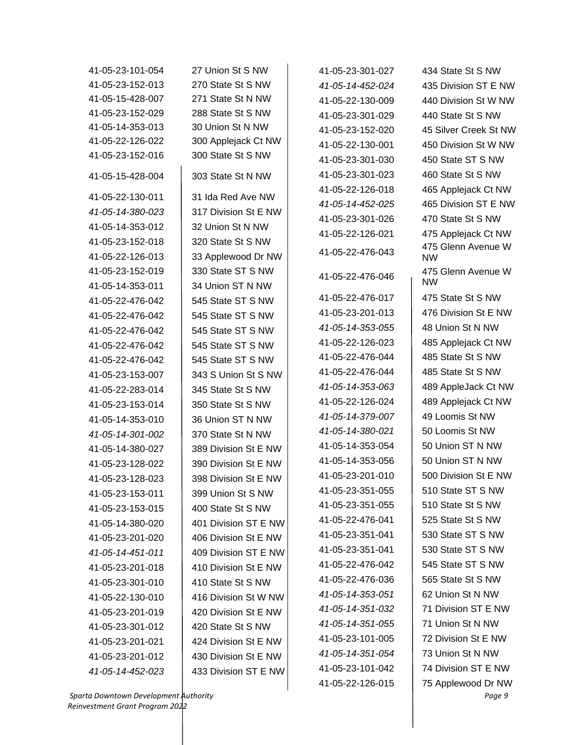| | |
|---|---|
| 41-05-23-101-054 | 27 Union St S NW |
| 41-05-23-152-013 | 270 State St S NW |
| 41-05-15-428-007 | 271 State St N NW |
| 41-05-23-152-029 | 288 State St S NW |
| 41-05-14-353-013 | 30 Union St N NW |
| 41-05-22-126-022 | 300 Applejack Ct NW |
| 41-05-23-152-016 | 300 State St S NW |
| 41-05-15-428-004 | 303 State St N NW |
| 41-05-22-130-011 | 31 Ida Red Ave NW |
| *41-05-14-380-023* | 317 Division St E NW |
| 41-05-14-353-012 | 32 Union St N NW |
| 41-05-23-152-018 | 320 State St S NW |
| 41-05-22-126-013 | 33 Applewood Dr NW |
| 41-05-23-152-019 | 330 State ST S NW |
| 41-05-14-353-011 | 34 Union ST N NW |
| 41-05-22-476-042 | 545 State ST S NW |
| 41-05-22-476-042 | 545 State ST S NW |
| 41-05-22-476-042 | 545 State ST S NW |
| 41-05-22-476-042 | 545 State ST S NW |
| 41-05-22-476-042 | 545 State ST S NW |
| 41-05-23-153-007 | 343 S Union St S NW |
| 41-05-22-283-014 | 345 State St S NW |
| 41-05-23-153-014 | 350 State St S NW |
| 41-05-14-353-010 | 36 Union ST N NW |
| *41-05-14-301-002* | 370 State St N NW |
| 41-05-14-380-027 | 389 Division St E NW |
| 41-05-23-128-022 | 390 Division St E NW |
| 41-05-23-128-023 | 398 Division St E NW |
| 41-05-23-153-011 | 399 Union St S NW |
| 41-05-23-153-015 | 400 State St S NW |
| 41-05-14-380-020 | 401 Division ST E NW |
| 41-05-23-201-020 | 406 Division St E NW |
| *41-05-14-451-011* | 409 Division ST E NW |
| 41-05-23-201-018 | 410 Division St E NW |
| 41-05-23-301-010 | 410 State St S NW |
| 41-05-22-130-010 | 416 Division St W NW |
| 41-05-23-201-019 | 420 Division St E NW |
| 41-05-23-301-012 | 420 State St S NW |
| 41-05-23-201-021 | 424 Division St E NW |
| 41-05-23-201-012 | 430 Division St E NW |
| *41-05-14-452-023* | 433 Division ST E NW |
| 41-05-23-301-027 | 434 State St S NW |
| *41-05-14-452-024* | 435 Division ST E NW |
| 41-05-22-130-009 | 440 Division St W NW |
| 41-05-23-301-029 | 440 State St S NW |
| 41-05-23-152-020 | 45 Silver Creek St NW |
| 41-05-22-130-001 | 450 Division St W NW |
| 41-05-23-301-030 | 450 State ST S NW |
| 41-05-23-301-023 | 460 State St S NW |
| 41-05-22-126-018 | 465 Applejack Ct NW |
| *41-05-14-452-025* | 465 Division ST E NW |
| 41-05-23-301-026 | 470 State St S NW |
| 41-05-22-126-021 | 475 Applejack Ct NW |
| 41-05-22-476-043 | 475 Glenn Avenue W NW |
| 41-05-22-476-046 | 475 Glenn Avenue W NW |
| 41-05-22-476-017 | 475 State St S NW |
| 41-05-23-201-013 | 476 Division St E NW |
| *41-05-14-353-055* | 48 Union St N NW |
| 41-05-22-126-023 | 485 Applejack Ct NW |
| 41-05-22-476-044 | 485 State St S NW |
| 41-05-22-476-044 | 485 State St S NW |
| *41-05-14-353-063* | 489 AppleJack Ct NW |
| 41-05-22-126-024 | 489 Applejack Ct NW |
| *41-05-14-379-007* | 49 Loomis St NW |
| *41-05-14-380-021* | 50 Loomis St NW |
| 41-05-14-353-054 | 50 Union ST N NW |
| 41-05-14-353-056 | 50 Union ST N NW |
| 41-05-23-201-010 | 500 Division St E NW |
| 41-05-23-351-055 | 510 State ST S NW |
| 41-05-23-351-055 | 510 State St S NW |
| 41-05-22-476-041 | 525 State St S NW |
| 41-05-23-351-041 | 530 State ST S NW |
| 41-05-23-351-041 | 530 State ST S NW |
| 41-05-22-476-042 | 545 State ST S NW |
| 41-05-22-476-036 | 565 State St S NW |
| *41-05-14-353-051* | 62 Union St N NW |
| *41-05-14-351-032* | 71 Division ST E NW |
| *41-05-14-351-055* | 71 Union St N NW |
| 41-05-23-101-005 | 72 Division St E NW |
| *41-05-14-351-054* | 73 Union St N NW |
| 41-05-23-101-042 | 74 Division ST E NW |
| 41-05-22-126-015 | 75 Applewood Dr NW |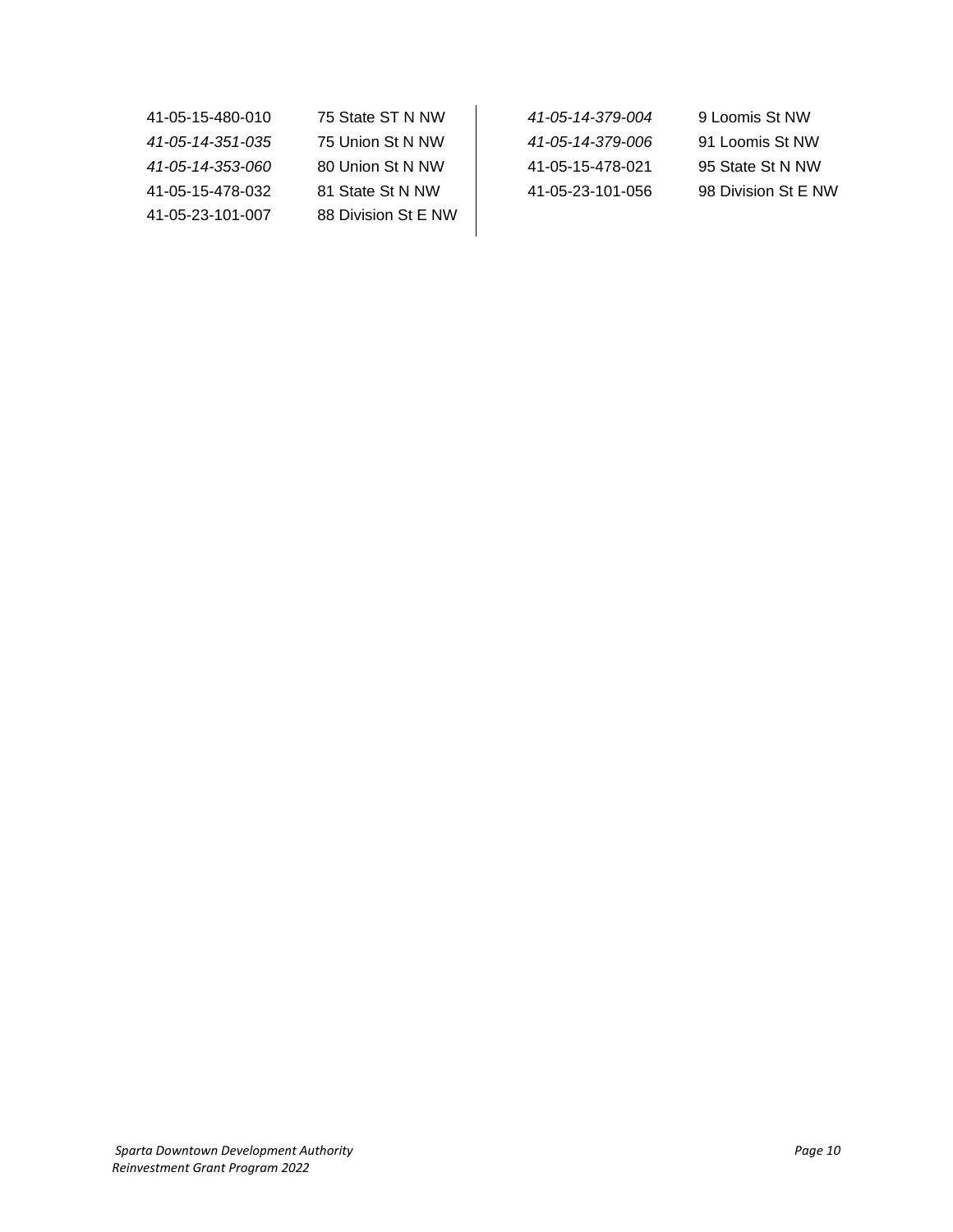| | | | |
|---|---|---|---|
| 41-05-15-480-010 | 75 State ST N NW | *41-05-14-379-004* | 9 Loomis St NW |
| *41-05-14-351-035* | 75 Union St N NW | *41-05-14-379-006* | 91 Loomis St NW |
| *41-05-14-353-060* | 80 Union St N NW | 41-05-15-478-021 | 95 State St N NW |
| 41-05-15-478-032 | 81 State St N NW | 41-05-23-101-056 | 98 Division St E NW |
| 41-05-23-101-007 | 88 Division St E NW | | |